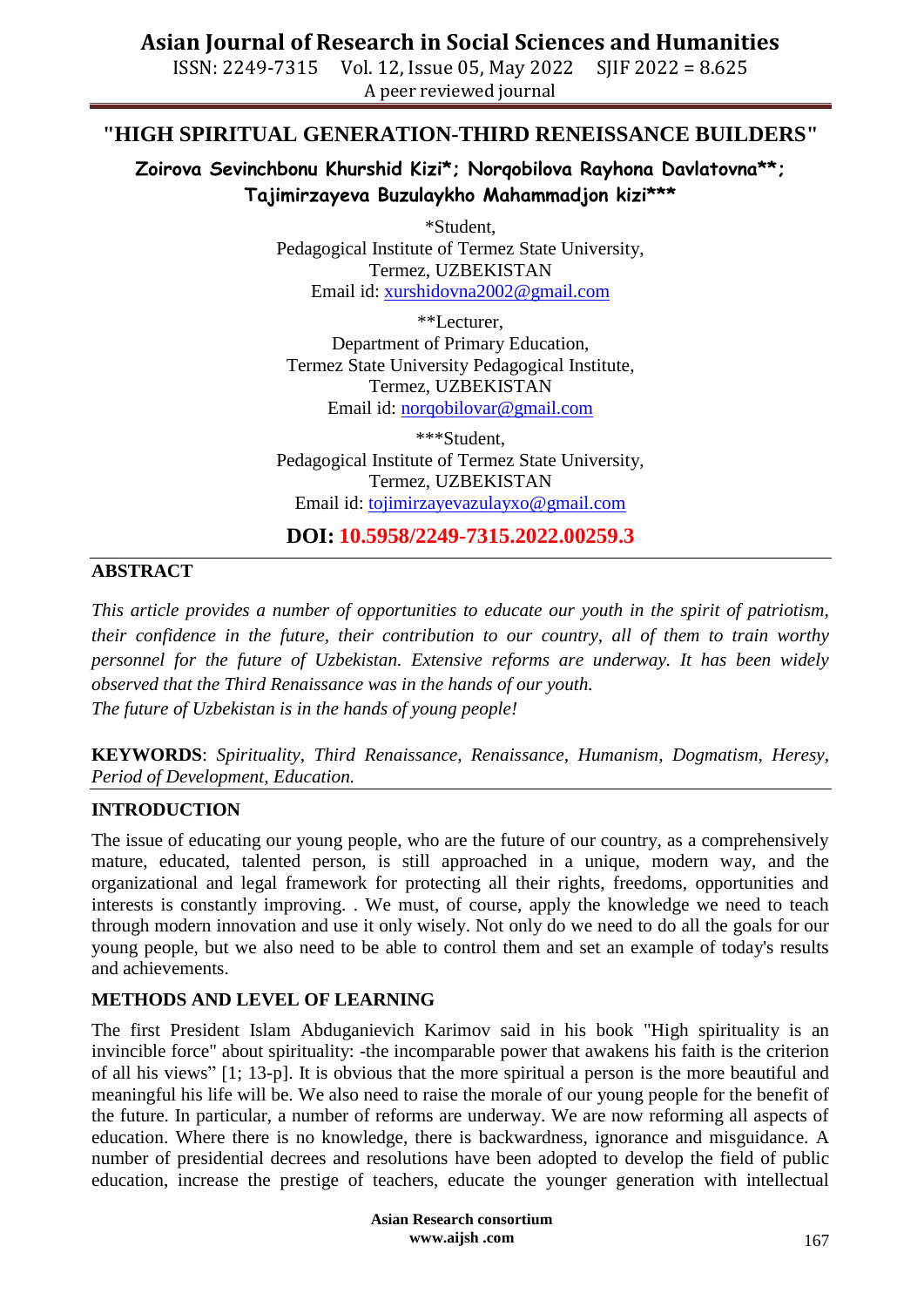# "HIGH SPIRITUAL GENERATION-THIRD RENEISSANCE BUILDERS"

**Zoirova Sevinchbonu Khurshid Kizi*; Norqobilova Rayhona Davlatovna**; Tajimirzayeva Buzulaykho Mahammadjon kizi*****

*Student,
Pedagogical Institute of Termez State University,
Termez, UZBEKISTAN
Email id: xurshidovna2002@gmail.com

**Lecturer,
Department of Primary Education,
Termez State University Pedagogical Institute,
Termez, UZBEKISTAN
Email id: norqobilovar@gmail.com

***Student,
Pedagogical Institute of Termez State University,
Termez, UZBEKISTAN
Email id: tojimirzayevazulayxo@gmail.com

**DOI: 10.5958/2249-7315.2022.00259.3**

## ABSTRACT

*This article provides a number of opportunities to educate our youth in the spirit of patriotism, their confidence in the future, their contribution to our country, all of them to train worthy personnel for the future of Uzbekistan. Extensive reforms are underway. It has been widely observed that the Third Renaissance was in the hands of our youth.*
*The future of Uzbekistan is in the hands of young people!*

**KEYWORDS**: *Spirituality, Third Renaissance, Renaissance, Humanism, Dogmatism, Heresy, Period of Development, Education.*

## INTRODUCTION

The issue of educating our young people, who are the future of our country, as a comprehensively mature, educated, talented person, is still approached in a unique, modern way, and the organizational and legal framework for protecting all their rights, freedoms, opportunities and interests is constantly improving. . We must, of course, apply the knowledge we need to teach through modern innovation and use it only wisely. Not only do we need to do all the goals for our young people, but we also need to be able to control them and set an example of today's results and achievements.

## METHODS AND LEVEL OF LEARNING

The first President Islam Abduganievich Karimov said in his book "High spirituality is an invincible force" about spirituality: -the incomparable power that awakens his faith is the criterion of all his views" [1; 13-p]. It is obvious that the more spiritual a person is the more beautiful and meaningful his life will be. We also need to raise the morale of our young people for the benefit of the future. In particular, a number of reforms are underway. We are now reforming all aspects of education. Where there is no knowledge, there is backwardness, ignorance and misguidance. A number of presidential decrees and resolutions have been adopted to develop the field of public education, increase the prestige of teachers, educate the younger generation with intellectual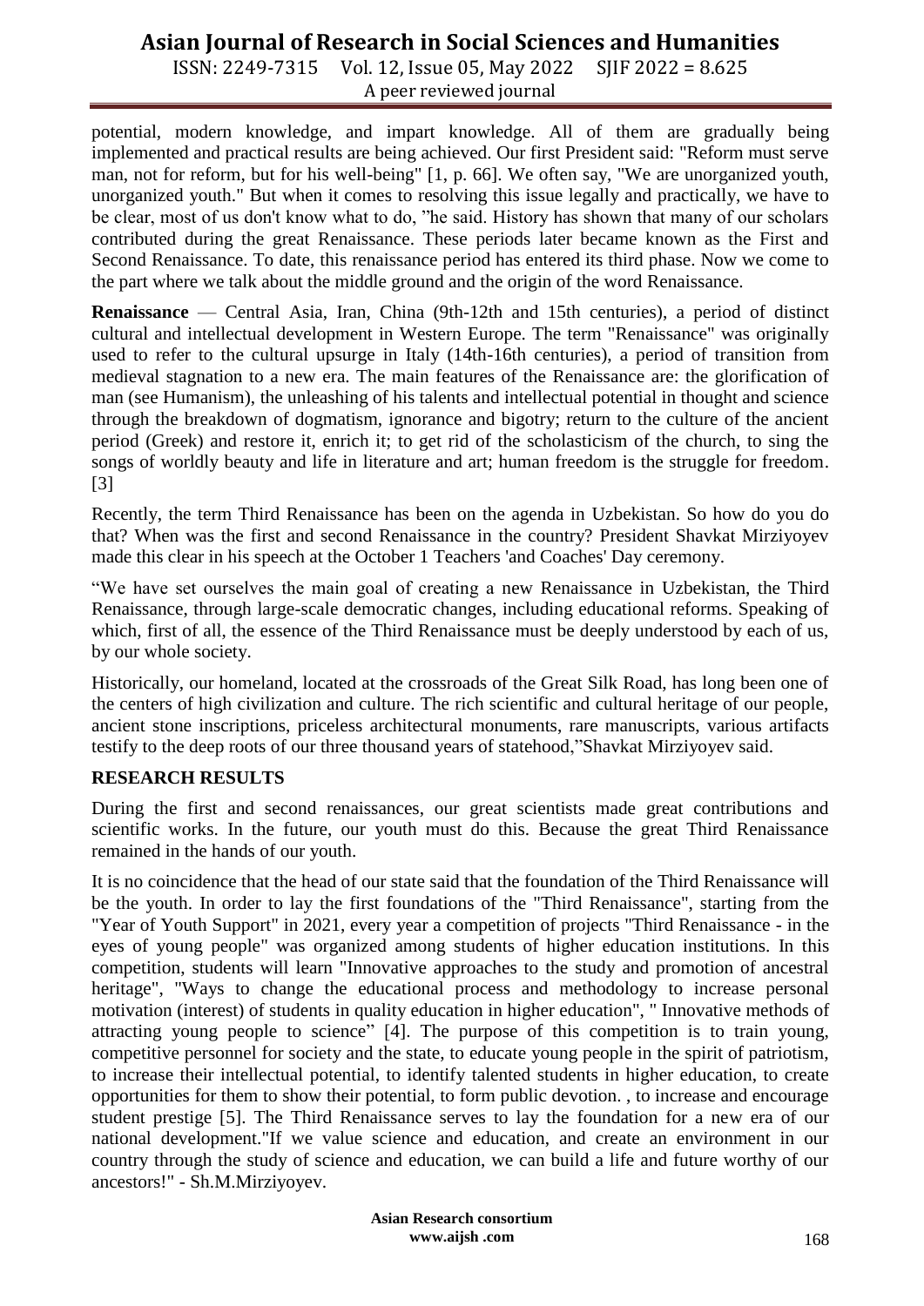potential, modern knowledge, and impart knowledge. All of them are gradually being implemented and practical results are being achieved. Our first President said: "Reform must serve man, not for reform, but for his well-being" [1, p. 66]. We often say, "We are unorganized youth, unorganized youth." But when it comes to resolving this issue legally and practically, we have to be clear, most of us don't know what to do, "he said. History has shown that many of our scholars contributed during the great Renaissance. These periods later became known as the First and Second Renaissance. To date, this renaissance period has entered its third phase. Now we come to the part where we talk about the middle ground and the origin of the word Renaissance.

**Renaissance** — Central Asia, Iran, China (9th-12th and 15th centuries), a period of distinct cultural and intellectual development in Western Europe. The term "Renaissance" was originally used to refer to the cultural upsurge in Italy (14th-16th centuries), a period of transition from medieval stagnation to a new era. The main features of the Renaissance are: the glorification of man (see Humanism), the unleashing of his talents and intellectual potential in thought and science through the breakdown of dogmatism, ignorance and bigotry; return to the culture of the ancient period (Greek) and restore it, enrich it; to get rid of the scholasticism of the church, to sing the songs of worldly beauty and life in literature and art; human freedom is the struggle for freedom. [3]

Recently, the term Third Renaissance has been on the agenda in Uzbekistan. So how do you do that? When was the first and second Renaissance in the country? President Shavkat Mirziyoyev made this clear in his speech at the October 1 Teachers 'and Coaches' Day ceremony.

"We have set ourselves the main goal of creating a new Renaissance in Uzbekistan, the Third Renaissance, through large-scale democratic changes, including educational reforms. Speaking of which, first of all, the essence of the Third Renaissance must be deeply understood by each of us, by our whole society.

Historically, our homeland, located at the crossroads of the Great Silk Road, has long been one of the centers of high civilization and culture. The rich scientific and cultural heritage of our people, ancient stone inscriptions, priceless architectural monuments, rare manuscripts, various artifacts testify to the deep roots of our three thousand years of statehood,"Shavkat Mirziyoyev said.

## RESEARCH RESULTS

During the first and second renaissances, our great scientists made great contributions and scientific works. In the future, our youth must do this. Because the great Third Renaissance remained in the hands of our youth.

It is no coincidence that the head of our state said that the foundation of the Third Renaissance will be the youth. In order to lay the first foundations of the "Third Renaissance", starting from the "Year of Youth Support" in 2021, every year a competition of projects "Third Renaissance - in the eyes of young people" was organized among students of higher education institutions. In this competition, students will learn "Innovative approaches to the study and promotion of ancestral heritage", "Ways to change the educational process and methodology to increase personal motivation (interest) of students in quality education in higher education", " Innovative methods of attracting young people to science" [4]. The purpose of this competition is to train young, competitive personnel for society and the state, to educate young people in the spirit of patriotism, to increase their intellectual potential, to identify talented students in higher education, to create opportunities for them to show their potential, to form public devotion. , to increase and encourage student prestige [5]. The Third Renaissance serves to lay the foundation for a new era of our national development."If we value science and education, and create an environment in our country through the study of science and education, we can build a life and future worthy of our ancestors!" - Sh.M.Mirziyoyev.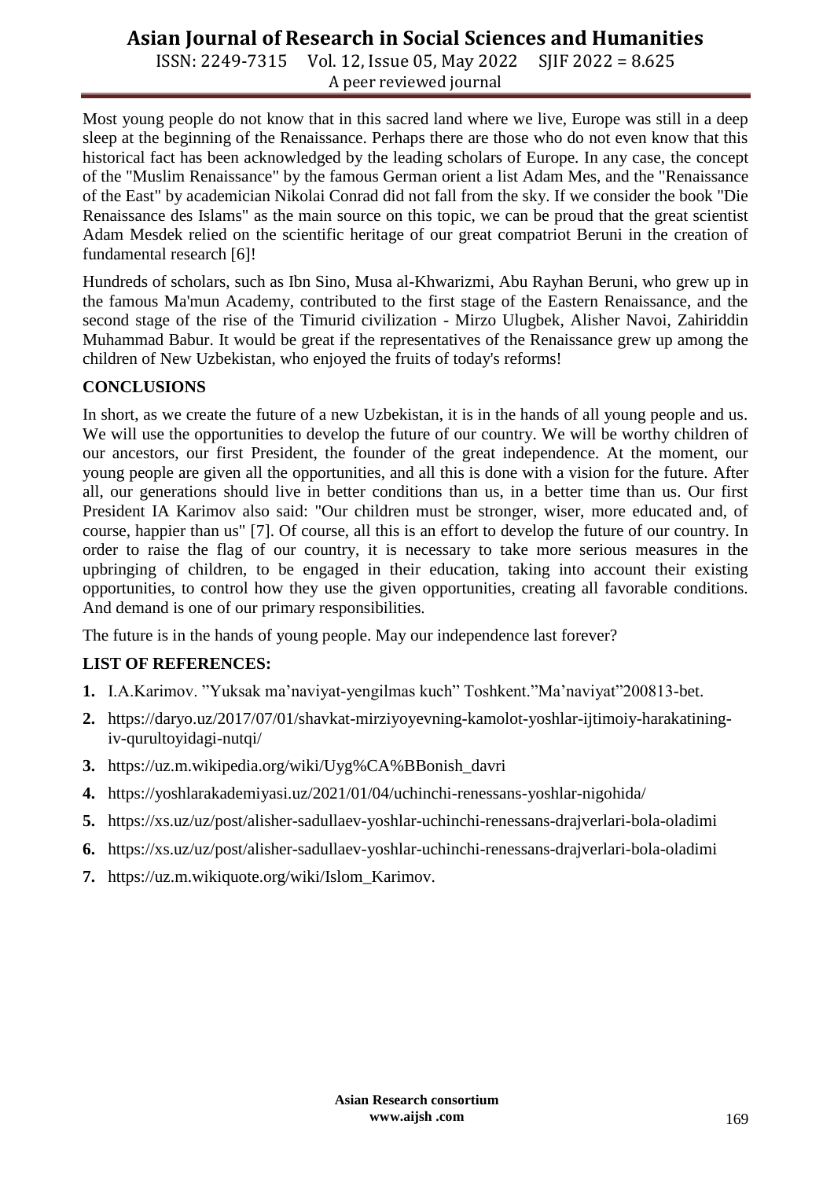Most young people do not know that in this sacred land where we live, Europe was still in a deep sleep at the beginning of the Renaissance. Perhaps there are those who do not even know that this historical fact has been acknowledged by the leading scholars of Europe. In any case, the concept of the "Muslim Renaissance" by the famous German orient a list Adam Mes, and the "Renaissance of the East" by academician Nikolai Conrad did not fall from the sky. If we consider the book "Die Renaissance des Islams" as the main source on this topic, we can be proud that the great scientist Adam Mesdek relied on the scientific heritage of our great compatriot Beruni in the creation of fundamental research [6]!

Hundreds of scholars, such as Ibn Sino, Musa al-Khwarizmi, Abu Rayhan Beruni, who grew up in the famous Ma'mun Academy, contributed to the first stage of the Eastern Renaissance, and the second stage of the rise of the Timurid civilization - Mirzo Ulugbek, Alisher Navoi, Zahiriddin Muhammad Babur. It would be great if the representatives of the Renaissance grew up among the children of New Uzbekistan, who enjoyed the fruits of today's reforms!

## CONCLUSIONS

In short, as we create the future of a new Uzbekistan, it is in the hands of all young people and us. We will use the opportunities to develop the future of our country. We will be worthy children of our ancestors, our first President, the founder of the great independence. At the moment, our young people are given all the opportunities, and all this is done with a vision for the future. After all, our generations should live in better conditions than us, in a better time than us. Our first President IA Karimov also said: "Our children must be stronger, wiser, more educated and, of course, happier than us" [7]. Of course, all this is an effort to develop the future of our country. In order to raise the flag of our country, it is necessary to take more serious measures in the upbringing of children, to be engaged in their education, taking into account their existing opportunities, to control how they use the given opportunities, creating all favorable conditions. And demand is one of our primary responsibilities.

The future is in the hands of young people. May our independence last forever?

## LIST OF REFERENCES:

1. I.A.Karimov. ”Yuksak ma’naviyat-yengilmas kuch” Toshkent.”Ma’naviyat”200813-bet.
2. https://daryo.uz/2017/07/01/shavkat-mirziyoyevning-kamolot-yoshlar-ijtimoiy-harakatining-iv-qurultoyidagi-nutqi/
3. https://uz.m.wikipedia.org/wiki/Uyg%CA%BBonish_davri
4. https://yoshlarakademiyasi.uz/2021/01/04/uchinchi-renessans-yoshlar-nigohida/
5. https://xs.uz/uz/post/alisher-sadullaev-yoshlar-uchinchi-renessans-drajverlari-bola-oladimi
6. https://xs.uz/uz/post/alisher-sadullaev-yoshlar-uchinchi-renessans-drajverlari-bola-oladimi
7. https://uz.m.wikiquote.org/wiki/Islom_Karimov.